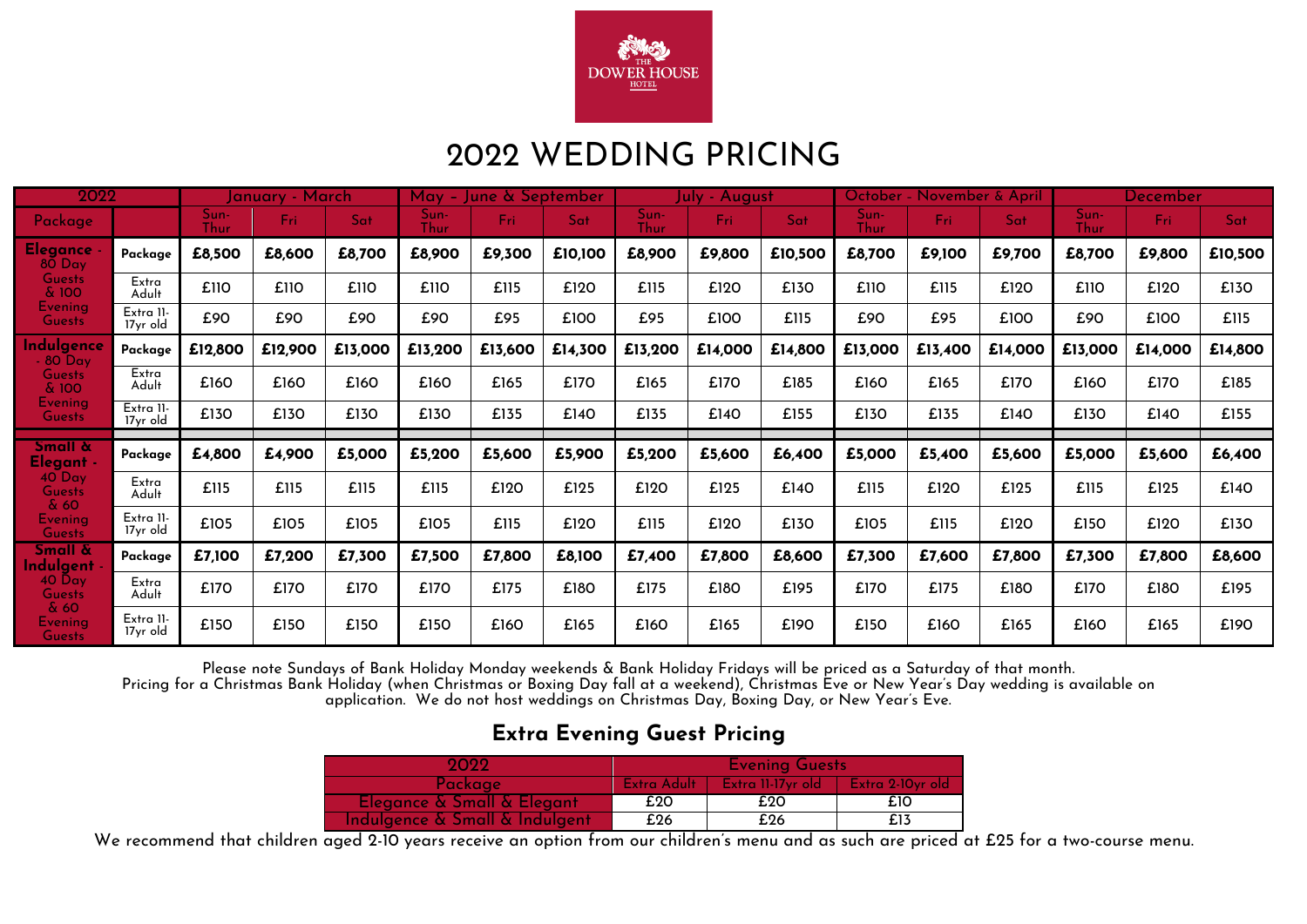THE DOWER HOUSE HOTEL

# 2022 WEDDING PRICING

| 2022 | | January - March | | | May - June & September | | | July - August | | | October - November & April | | | December | | |
|---|---|---|---|---|---|---|---|---|---|---|---|---|---|---|---|---|
| Package | | Sun-Thur | Fri | Sat | Sun-Thur | Fri | Sat | Sun-Thur | Fri | Sat | Sun-Thur | Fri | Sat | Sun-Thur | Fri | Sat |
| **Elegance** - 80 Day Guests & 100 Evening Guests | Package | **£8,500** | **£8,600** | **£8,700** | **£8,900** | **£9,300** | **£10,100** | **£8,900** | **£9,800** | **£10,500** | **£8,700** | **£9,100** | **£9,700** | **£8,700** | **£9,800** | **£10,500** |
| | Extra Adult | £110 | £110 | £110 | £110 | £115 | £120 | £115 | £120 | £130 | £110 | £115 | £120 | £110 | £120 | £130 |
| | Extra 11-17yr old | £90 | £90 | £90 | £90 | £95 | £100 | £95 | £100 | £115 | £90 | £95 | £100 | £90 | £100 | £115 |
| **Indulgence** - 80 Day Guests & 100 Evening Guests | Package | **£12,800** | **£12,900** | **£13,000** | **£13,200** | **£13,600** | **£14,300** | **£13,200** | **£14,000** | **£14,800** | **£13,000** | **£13,400** | **£14,000** | **£13,000** | **£14,000** | **£14,800** |
| | Extra Adult | £160 | £160 | £160 | £160 | £165 | £170 | £165 | £170 | £185 | £160 | £165 | £170 | £160 | £170 | £185 |
| | Extra 11-17yr old | £130 | £130 | £130 | £130 | £135 | £140 | £135 | £140 | £155 | £130 | £135 | £140 | £130 | £140 | £155 |
| **Small & Elegant** - 40 Day Guests & 60 Evening Guests | Package | **£4,800** | **£4,900** | **£5,000** | **£5,200** | **£5,600** | **£5,900** | **£5,200** | **£5,600** | **£6,400** | **£5,000** | **£5,400** | **£5,600** | **£5,000** | **£5,600** | **£6,400** |
| | Extra Adult | £115 | £115 | £115 | £115 | £120 | £125 | £120 | £125 | £140 | £115 | £120 | £125 | £115 | £125 | £140 |
| | Extra 11-17yr old | £105 | £105 | £105 | £105 | £115 | £120 | £115 | £120 | £130 | £105 | £115 | £120 | £150 | £120 | £130 |
| **Small & Indulgent** - 40 Day Guests & 60 Evening Guests | Package | **£7,100** | **£7,200** | **£7,300** | **£7,500** | **£7,800** | **£8,100** | **£7,400** | **£7,800** | **£8,600** | **£7,300** | **£7,600** | **£7,800** | **£7,300** | **£7,800** | **£8,600** |
| | Extra Adult | £170 | £170 | £170 | £170 | £175 | £180 | £175 | £180 | £195 | £170 | £175 | £180 | £170 | £180 | £195 |
| | Extra 11-17yr old | £150 | £150 | £150 | £150 | £160 | £165 | £160 | £165 | £190 | £150 | £160 | £165 | £160 | £165 | £190 |

Please note Sundays of Bank Holiday Monday weekends & Bank Holiday Fridays will be priced as a Saturday of that month.
Pricing for a Christmas Bank Holiday (when Christmas or Boxing Day fall at a weekend), Christmas Eve or New Year's Day wedding is available on application. We do not host weddings on Christmas Day, Boxing Day, or New Year's Eve.

## Extra Evening Guest Pricing

| 2022 | Evening Guests | | |
|---|---|---|---|
| Package | Extra Adult | Extra 11-17yr old | Extra 2-10yr old |
| Elegance & Small & Elegant | £20 | £20 | £10 |
| Indulgence & Small & Indulgent | £26 | £26 | £13 |

We recommend that children aged 2-10 years receive an option from our children's menu and as such are priced at £25 for a two-course menu.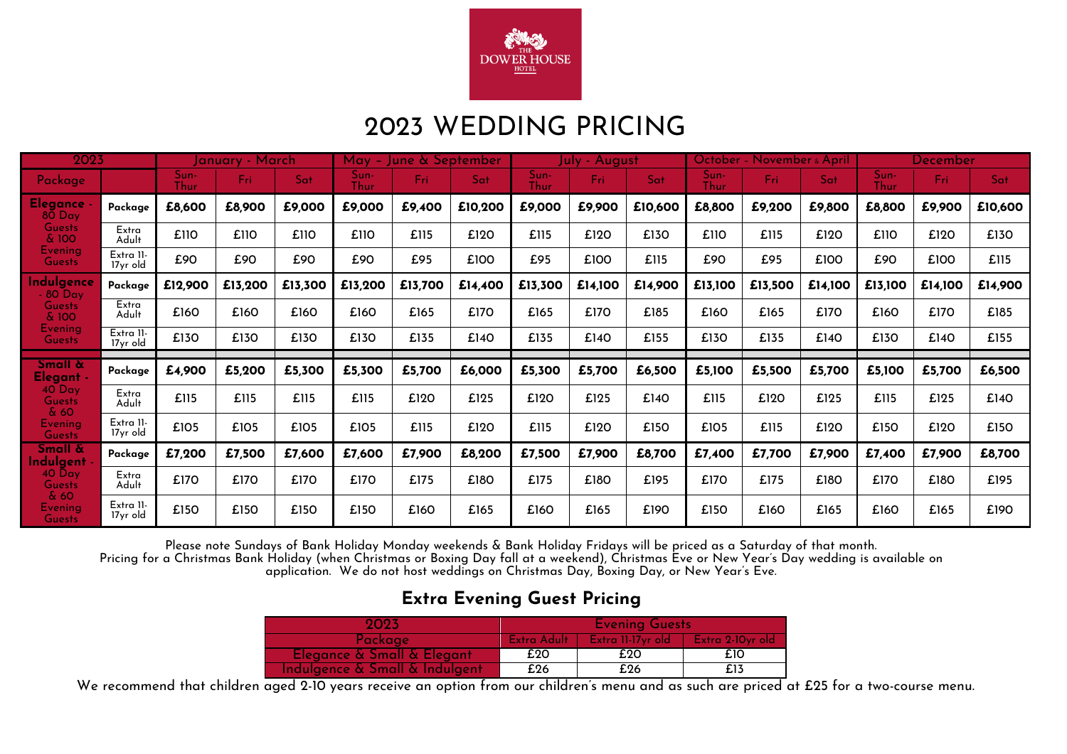# 2023 WEDDING PRICING

| 2023 | | January - March | | | May - June & September | | | July - August | | | October - November & April | | | December | | |
|---|---|---|---|---|---|---|---|---|---|---|---|---|---|---|---|---|
| Package | | Sun-Thur | Fri | Sat | Sun-Thur | Fri | Sat | Sun-Thur | Fri | Sat | Sun-Thur | Fri | Sat | Sun-Thur | Fri | Sat |
| Elegance - 80 Day Guests & 100 Evening Guests | Package | **£8,600** | **£8,900** | **£9,000** | **£9,000** | **£9,400** | **£10,200** | **£9,000** | **£9,900** | **£10,600** | **£8,800** | **£9,200** | **£9,800** | **£8,800** | **£9,900** | **£10,600** |
| | Extra Adult | £110 | £110 | £110 | £110 | £115 | £120 | £115 | £120 | £130 | £110 | £115 | £120 | £110 | £120 | £130 |
| | Extra 11-17yr old | £90 | £90 | £90 | £90 | £95 | £100 | £95 | £100 | £115 | £90 | £95 | £100 | £90 | £100 | £115 |
| Indulgence - 80 Day Guests & 100 Evening Guests | Package | **£12,900** | **£13,200** | **£13,300** | **£13,200** | **£13,700** | **£14,400** | **£13,300** | **£14,100** | **£14,900** | **£13,100** | **£13,500** | **£14,100** | **£13,100** | **£14,100** | **£14,900** |
| | Extra Adult | £160 | £160 | £160 | £160 | £165 | £170 | £165 | £170 | £185 | £160 | £165 | £170 | £160 | £170 | £185 |
| | Extra 11-17yr old | £130 | £130 | £130 | £130 | £135 | £140 | £135 | £140 | £155 | £130 | £135 | £140 | £130 | £140 | £155 |
| Small & Elegant - 40 Day Guests & 60 Evening Guests | Package | **£4,900** | **£5,200** | **£5,300** | **£5,300** | **£5,700** | **£6,000** | **£5,300** | **£5,700** | **£6,500** | **£5,100** | **£5,500** | **£5,700** | **£5,100** | **£5,700** | **£6,500** |
| | Extra Adult | £115 | £115 | £115 | £115 | £120 | £125 | £120 | £125 | £140 | £115 | £120 | £125 | £115 | £125 | £140 |
| | Extra 11-17yr old | £105 | £105 | £105 | £105 | £115 | £120 | £115 | £120 | £150 | £105 | £115 | £120 | £150 | £120 | £150 |
| Small & Indulgent - 40 Day Guests & 60 Evening Guests | Package | **£7,200** | **£7,500** | **£7,600** | **£7,600** | **£7,900** | **£8,200** | **£7,500** | **£7,900** | **£8,700** | **£7,400** | **£7,700** | **£7,900** | **£7,400** | **£7,900** | **£8,700** |
| | Extra Adult | £170 | £170 | £170 | £170 | £175 | £180 | £175 | £180 | £195 | £170 | £175 | £180 | £170 | £180 | £195 |
| | Extra 11-17yr old | £150 | £150 | £150 | £150 | £160 | £165 | £160 | £165 | £190 | £150 | £160 | £165 | £160 | £165 | £190 |

Please note Sundays of Bank Holiday Monday weekends & Bank Holiday Fridays will be priced as a Saturday of that month.
Pricing for a Christmas Bank Holiday (when Christmas or Boxing Day fall at a weekend), Christmas Eve or New Year's Day wedding is available on application. We do not host weddings on Christmas Day, Boxing Day, or New Year's Eve.

## Extra Evening Guest Pricing

| 2023 | Evening Guests | | |
|---|---|---|---|
| Package | Extra Adult | Extra 11-17yr old | Extra 2-10yr old |
| Elegance & Small & Elegant | £20 | £20 | £10 |
| Indulgence & Small & Indulgent | £26 | £26 | £13 |

We recommend that children aged 2-10 years receive an option from our children's menu and as such are priced at £25 for a two-course menu.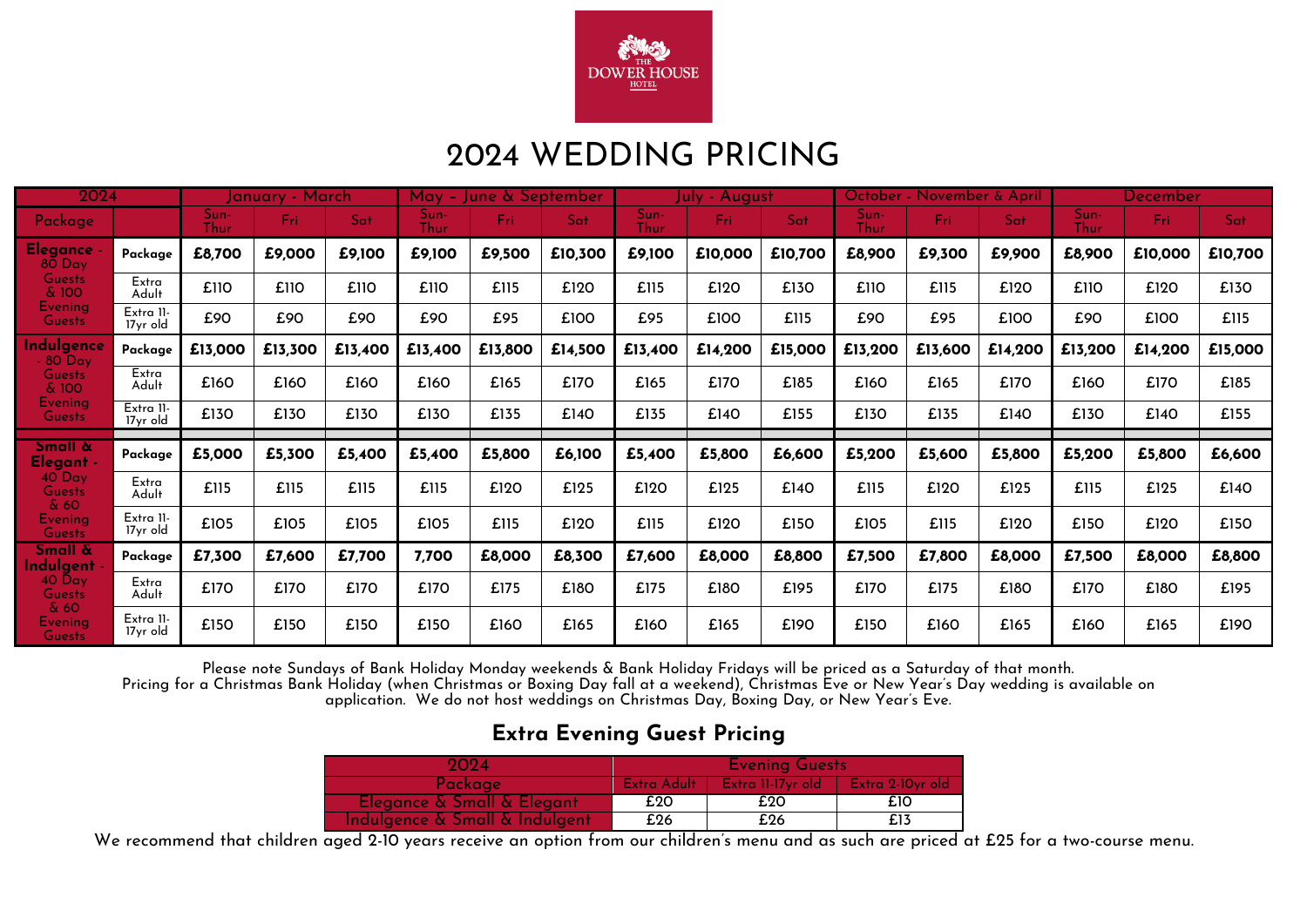THE DOWER HOUSE HOTEL

# 2024 WEDDING PRICING

| 2024 | | January - March | | | May - June & September | | | July - August | | | October - November & April | | | December | | |
|---|---|---|---|---|---|---|---|---|---|---|---|---|---|---|---|---|
| Package | | Sun-Thur | Fri | Sat | Sun-Thur | Fri | Sat | Sun-Thur | Fri | Sat | Sun-Thur | Fri | Sat | Sun-Thur | Fri | Sat |
| **Elegance** - 80 Day Guests & 100 Evening Guests | Package | **£8,700** | **£9,000** | **£9,100** | **£9,100** | **£9,500** | **£10,300** | **£9,100** | **£10,000** | **£10,700** | **£8,900** | **£9,300** | **£9,900** | **£8,900** | **£10,000** | **£10,700** |
| | Extra Adult | £110 | £110 | £110 | £110 | £115 | £120 | £115 | £120 | £130 | £110 | £115 | £120 | £110 | £120 | £130 |
| | Extra 11-17yr old | £90 | £90 | £90 | £90 | £95 | £100 | £95 | £100 | £115 | £90 | £95 | £100 | £90 | £100 | £115 |
| **Indulgence** - 80 Day Guests & 100 Evening Guests | Package | **£13,000** | **£13,300** | **£13,400** | **£13,400** | **£13,800** | **£14,500** | **£13,400** | **£14,200** | **£15,000** | **£13,200** | **£13,600** | **£14,200** | **£13,200** | **£14,200** | **£15,000** |
| | Extra Adult | £160 | £160 | £160 | £160 | £165 | £170 | £165 | £170 | £185 | £160 | £165 | £170 | £160 | £170 | £185 |
| | Extra 11-17yr old | £130 | £130 | £130 | £130 | £135 | £140 | £135 | £140 | £155 | £130 | £135 | £140 | £130 | £140 | £155 |
| **Small & Elegant** - 40 Day Guests & 60 Evening Guests | Package | **£5,000** | **£5,300** | **£5,400** | **£5,400** | **£5,800** | **£6,100** | **£5,400** | **£5,800** | **£6,600** | **£5,200** | **£5,600** | **£5,800** | **£5,200** | **£5,800** | **£6,600** |
| | Extra Adult | £115 | £115 | £115 | £115 | £120 | £125 | £120 | £125 | £140 | £115 | £120 | £125 | £115 | £125 | £140 |
| | Extra 11-17yr old | £105 | £105 | £105 | £105 | £115 | £120 | £115 | £120 | £150 | £105 | £115 | £120 | £150 | £120 | £150 |
| **Small & Indulgent** - 40 Day Guests & 60 Evening Guests | Package | **£7,300** | **£7,600** | **£7,700** | **7,700** | **£8,000** | **£8,300** | **£7,600** | **£8,000** | **£8,800** | **£7,500** | **£7,800** | **£8,000** | **£7,500** | **£8,000** | **£8,800** |
| | Extra Adult | £170 | £170 | £170 | £170 | £175 | £180 | £175 | £180 | £195 | £170 | £175 | £180 | £170 | £180 | £195 |
| | Extra 11-17yr old | £150 | £150 | £150 | £150 | £160 | £165 | £160 | £165 | £190 | £150 | £160 | £165 | £160 | £165 | £190 |

Please note Sundays of Bank Holiday Monday weekends & Bank Holiday Fridays will be priced as a Saturday of that month.
Pricing for a Christmas Bank Holiday (when Christmas or Boxing Day fall at a weekend), Christmas Eve or New Year's Day wedding is available on application. We do not host weddings on Christmas Day, Boxing Day, or New Year's Eve.

## Extra Evening Guest Pricing

| 2024 | Evening Guests | | |
|---|---|---|---|
| Package | Extra Adult | Extra 11-17yr old | Extra 2-10yr old |
| Elegance & Small & Elegant | £20 | £20 | £10 |
| Indulgence & Small & Indulgent | £26 | £26 | £13 |

We recommend that children aged 2-10 years receive an option from our children's menu and as such are priced at £25 for a two-course menu.